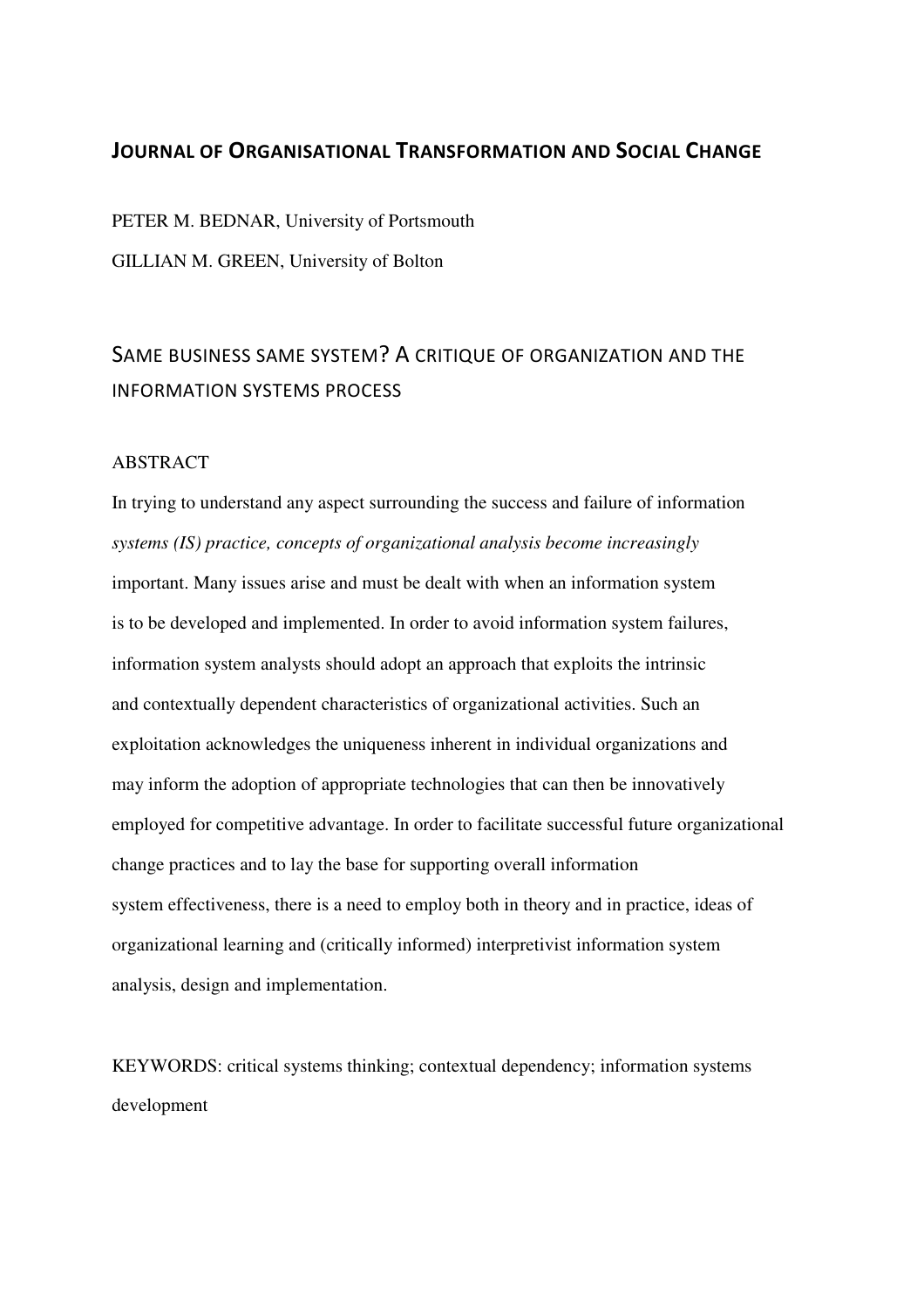**JOURNAL OF ORGANISATIONAL TRANSFORMATION AND SOCIAL CHANGE**

PETER M. BEDNAR, University of Portsmouth

GILLIAN M. GREEN, University of Bolton

# SAME BUSINESS SAME SYSTEM? A CRITIQUE OF ORGANIZATION AND THE INFORMATION SYSTEMS PROCESS

## ABSTRACT

In trying to understand any aspect surrounding the success and failure of information *systems (IS) practice, concepts of organizational analysis become increasingly* important. Many issues arise and must be dealt with when an information system is to be developed and implemented. In order to avoid information system failures, information system analysts should adopt an approach that exploits the intrinsic and contextually dependent characteristics of organizational activities. Such an exploitation acknowledges the uniqueness inherent in individual organizations and may inform the adoption of appropriate technologies that can then be innovatively employed for competitive advantage. In order to facilitate successful future organizational change practices and to lay the base for supporting overall information system effectiveness, there is a need to employ both in theory and in practice, ideas of organizational learning and (critically informed) interpretivist information system analysis, design and implementation.

KEYWORDS: critical systems thinking; contextual dependency; information systems development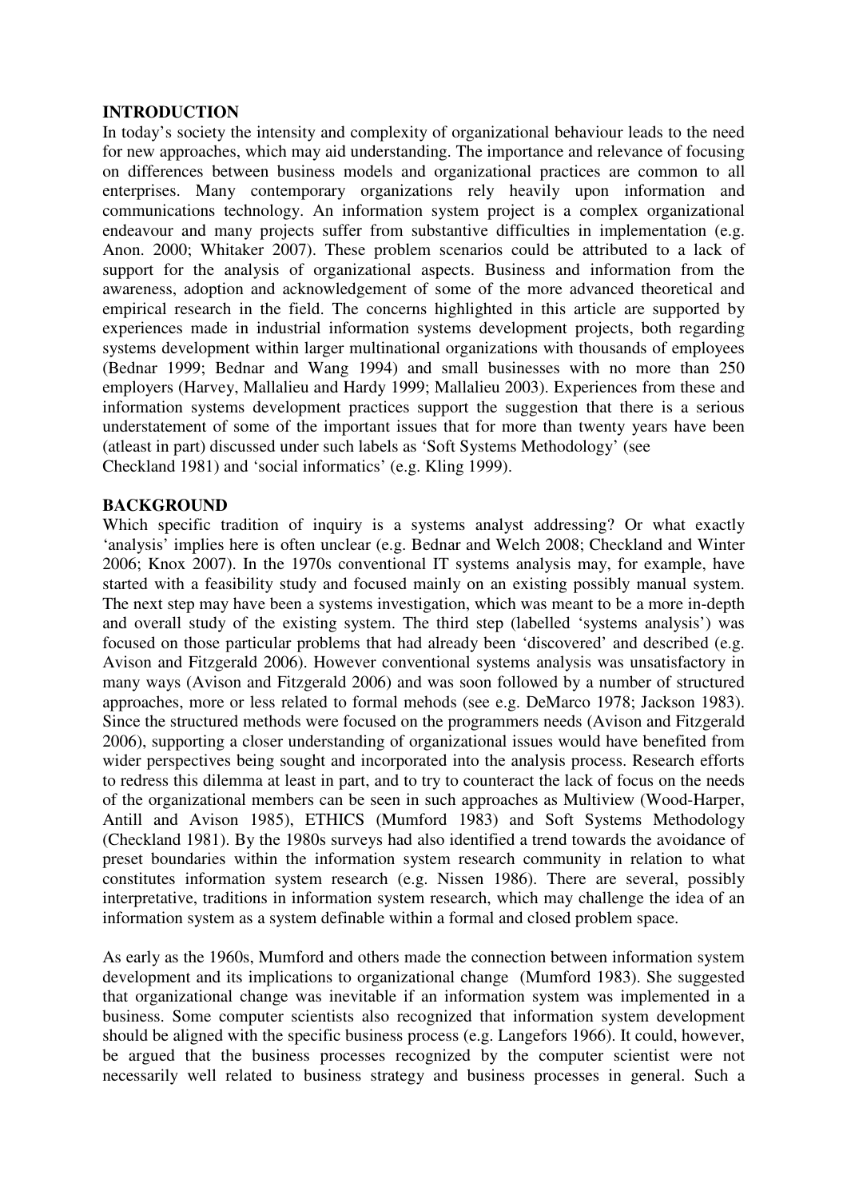## INTRODUCTION

In today's society the intensity and complexity of organizational behaviour leads to the need for new approaches, which may aid understanding. The importance and relevance of focusing on differences between business models and organizational practices are common to all enterprises. Many contemporary organizations rely heavily upon information and communications technology. An information system project is a complex organizational endeavour and many projects suffer from substantive difficulties in implementation (e.g. Anon. 2000; Whitaker 2007). These problem scenarios could be attributed to a lack of support for the analysis of organizational aspects. Business and information from the awareness, adoption and acknowledgement of some of the more advanced theoretical and empirical research in the field. The concerns highlighted in this article are supported by experiences made in industrial information systems development projects, both regarding systems development within larger multinational organizations with thousands of employees (Bednar 1999; Bednar and Wang 1994) and small businesses with no more than 250 employers (Harvey, Mallalieu and Hardy 1999; Mallalieu 2003). Experiences from these and information systems development practices support the suggestion that there is a serious understatement of some of the important issues that for more than twenty years have been (atleast in part) discussed under such labels as 'Soft Systems Methodology' (see Checkland 1981) and 'social informatics' (e.g. Kling 1999).

## BACKGROUND

Which specific tradition of inquiry is a systems analyst addressing? Or what exactly 'analysis' implies here is often unclear (e.g. Bednar and Welch 2008; Checkland and Winter 2006; Knox 2007). In the 1970s conventional IT systems analysis may, for example, have started with a feasibility study and focused mainly on an existing possibly manual system. The next step may have been a systems investigation, which was meant to be a more in-depth and overall study of the existing system. The third step (labelled 'systems analysis') was focused on those particular problems that had already been 'discovered' and described (e.g. Avison and Fitzgerald 2006). However conventional systems analysis was unsatisfactory in many ways (Avison and Fitzgerald 2006) and was soon followed by a number of structured approaches, more or less related to formal mehods (see e.g. DeMarco 1978; Jackson 1983). Since the structured methods were focused on the programmers needs (Avison and Fitzgerald 2006), supporting a closer understanding of organizational issues would have benefited from wider perspectives being sought and incorporated into the analysis process. Research efforts to redress this dilemma at least in part, and to try to counteract the lack of focus on the needs of the organizational members can be seen in such approaches as Multiview (Wood-Harper, Antill and Avison 1985), ETHICS (Mumford 1983) and Soft Systems Methodology (Checkland 1981). By the 1980s surveys had also identified a trend towards the avoidance of preset boundaries within the information system research community in relation to what constitutes information system research (e.g. Nissen 1986). There are several, possibly interpretative, traditions in information system research, which may challenge the idea of an information system as a system definable within a formal and closed problem space.

As early as the 1960s, Mumford and others made the connection between information system development and its implications to organizational change (Mumford 1983). She suggested that organizational change was inevitable if an information system was implemented in a business. Some computer scientists also recognized that information system development should be aligned with the specific business process (e.g. Langefors 1966). It could, however, be argued that the business processes recognized by the computer scientist were not necessarily well related to business strategy and business processes in general. Such a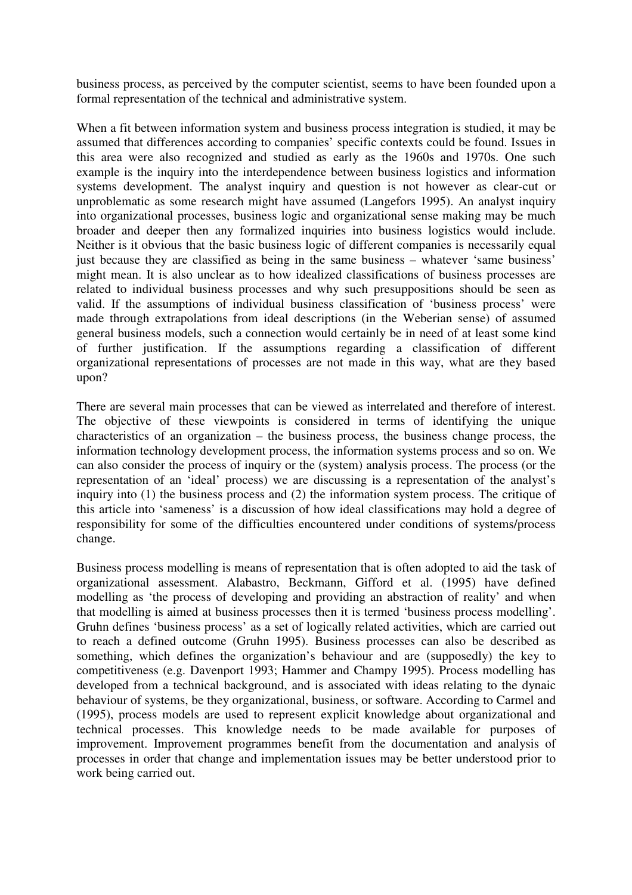business process, as perceived by the computer scientist, seems to have been founded upon a formal representation of the technical and administrative system.

When a fit between information system and business process integration is studied, it may be assumed that differences according to companies' specific contexts could be found. Issues in this area were also recognized and studied as early as the 1960s and 1970s. One such example is the inquiry into the interdependence between business logistics and information systems development. The analyst inquiry and question is not however as clear-cut or unproblematic as some research might have assumed (Langefors 1995). An analyst inquiry into organizational processes, business logic and organizational sense making may be much broader and deeper then any formalized inquiries into business logistics would include. Neither is it obvious that the basic business logic of different companies is necessarily equal just because they are classified as being in the same business – whatever 'same business' might mean. It is also unclear as to how idealized classifications of business processes are related to individual business processes and why such presuppositions should be seen as valid. If the assumptions of individual business classification of 'business process' were made through extrapolations from ideal descriptions (in the Weberian sense) of assumed general business models, such a connection would certainly be in need of at least some kind of further justification. If the assumptions regarding a classification of different organizational representations of processes are not made in this way, what are they based upon?

There are several main processes that can be viewed as interrelated and therefore of interest. The objective of these viewpoints is considered in terms of identifying the unique characteristics of an organization – the business process, the business change process, the information technology development process, the information systems process and so on. We can also consider the process of inquiry or the (system) analysis process. The process (or the representation of an 'ideal' process) we are discussing is a representation of the analyst's inquiry into (1) the business process and (2) the information system process. The critique of this article into 'sameness' is a discussion of how ideal classifications may hold a degree of responsibility for some of the difficulties encountered under conditions of systems/process change.

Business process modelling is means of representation that is often adopted to aid the task of organizational assessment. Alabastro, Beckmann, Gifford et al. (1995) have defined modelling as 'the process of developing and providing an abstraction of reality' and when that modelling is aimed at business processes then it is termed 'business process modelling'. Gruhn defines 'business process' as a set of logically related activities, which are carried out to reach a defined outcome (Gruhn 1995). Business processes can also be described as something, which defines the organization's behaviour and are (supposedly) the key to competitiveness (e.g. Davenport 1993; Hammer and Champy 1995). Process modelling has developed from a technical background, and is associated with ideas relating to the dynaic behaviour of systems, be they organizational, business, or software. According to Carmel and (1995), process models are used to represent explicit knowledge about organizational and technical processes. This knowledge needs to be made available for purposes of improvement. Improvement programmes benefit from the documentation and analysis of processes in order that change and implementation issues may be better understood prior to work being carried out.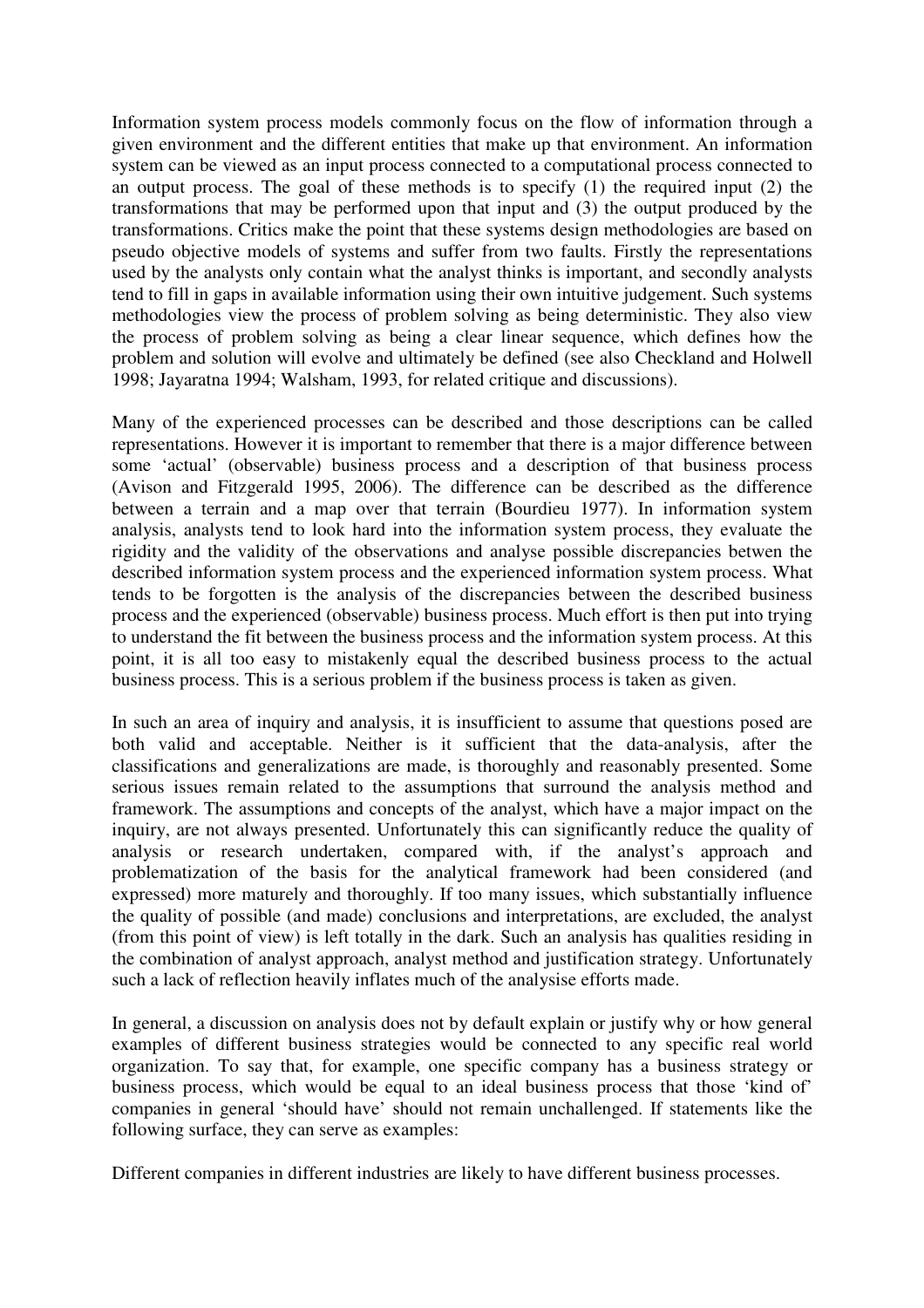Information system process models commonly focus on the flow of information through a given environment and the different entities that make up that environment. An information system can be viewed as an input process connected to a computational process connected to an output process. The goal of these methods is to specify (1) the required input (2) the transformations that may be performed upon that input and (3) the output produced by the transformations. Critics make the point that these systems design methodologies are based on pseudo objective models of systems and suffer from two faults. Firstly the representations used by the analysts only contain what the analyst thinks is important, and secondly analysts tend to fill in gaps in available information using their own intuitive judgement. Such systems methodologies view the process of problem solving as being deterministic. They also view the process of problem solving as being a clear linear sequence, which defines how the problem and solution will evolve and ultimately be defined (see also Checkland and Holwell 1998; Jayaratna 1994; Walsham, 1993, for related critique and discussions).

Many of the experienced processes can be described and those descriptions can be called representations. However it is important to remember that there is a major difference between some 'actual' (observable) business process and a description of that business process (Avison and Fitzgerald 1995, 2006). The difference can be described as the difference between a terrain and a map over that terrain (Bourdieu 1977). In information system analysis, analysts tend to look hard into the information system process, they evaluate the rigidity and the validity of the observations and analyse possible discrepancies betwen the described information system process and the experienced information system process. What tends to be forgotten is the analysis of the discrepancies between the described business process and the experienced (observable) business process. Much effort is then put into trying to understand the fit between the business process and the information system process. At this point, it is all too easy to mistakenly equal the described business process to the actual business process. This is a serious problem if the business process is taken as given.

In such an area of inquiry and analysis, it is insufficient to assume that questions posed are both valid and acceptable. Neither is it sufficient that the data-analysis, after the classifications and generalizations are made, is thoroughly and reasonably presented. Some serious issues remain related to the assumptions that surround the analysis method and framework. The assumptions and concepts of the analyst, which have a major impact on the inquiry, are not always presented. Unfortunately this can significantly reduce the quality of analysis or research undertaken, compared with, if the analyst's approach and problematization of the basis for the analytical framework had been considered (and expressed) more maturely and thoroughly. If too many issues, which substantially influence the quality of possible (and made) conclusions and interpretations, are excluded, the analyst (from this point of view) is left totally in the dark. Such an analysis has qualities residing in the combination of analyst approach, analyst method and justification strategy. Unfortunately such a lack of reflection heavily inflates much of the analysise efforts made.

In general, a discussion on analysis does not by default explain or justify why or how general examples of different business strategies would be connected to any specific real world organization. To say that, for example, one specific company has a business strategy or business process, which would be equal to an ideal business process that those 'kind of' companies in general 'should have' should not remain unchallenged. If statements like the following surface, they can serve as examples:

Different companies in different industries are likely to have different business processes.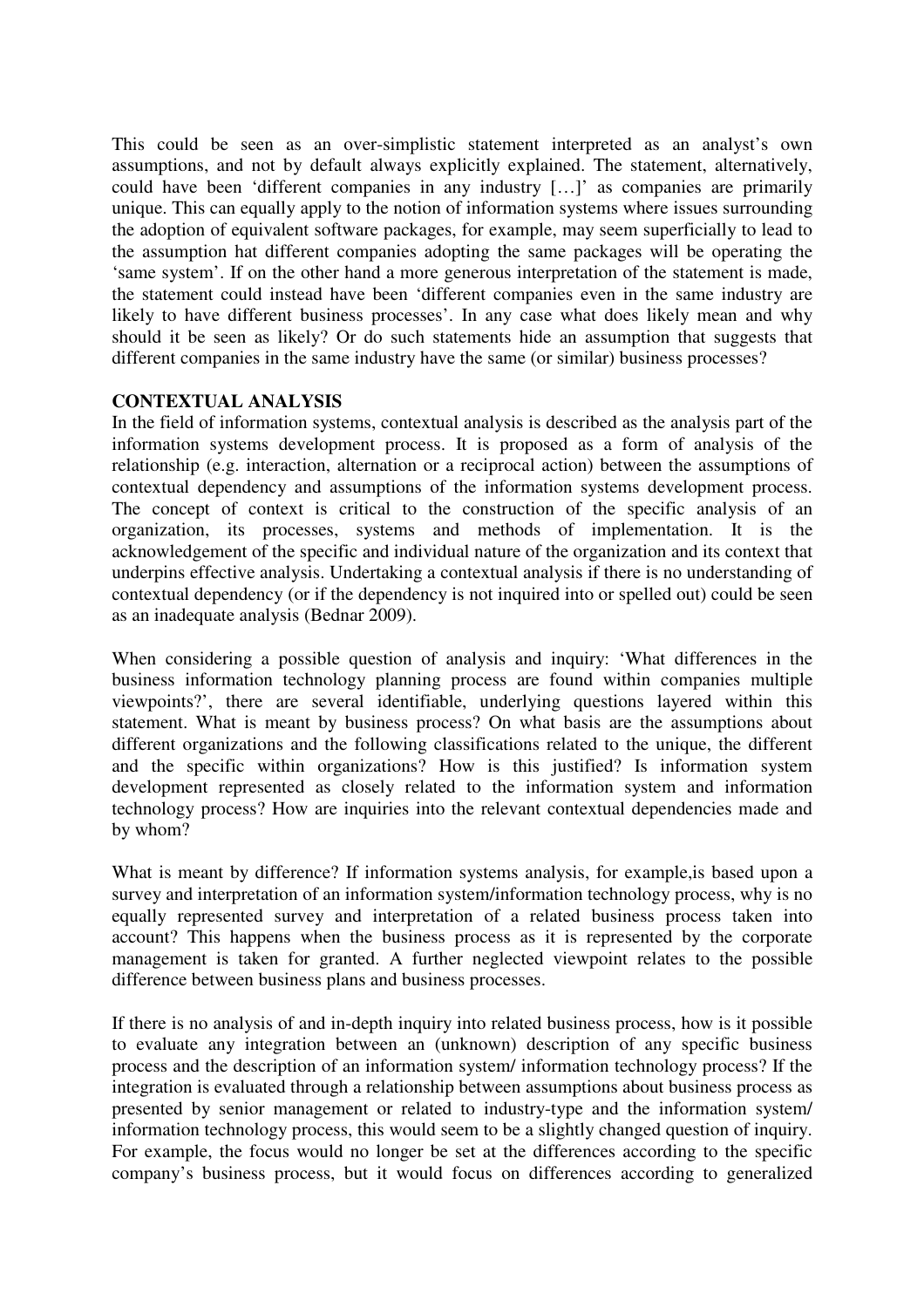This could be seen as an over-simplistic statement interpreted as an analyst's own assumptions, and not by default always explicitly explained. The statement, alternatively, could have been 'different companies in any industry […]' as companies are primarily unique. This can equally apply to the notion of information systems where issues surrounding the adoption of equivalent software packages, for example, may seem superficially to lead to the assumption hat different companies adopting the same packages will be operating the 'same system'. If on the other hand a more generous interpretation of the statement is made, the statement could instead have been 'different companies even in the same industry are likely to have different business processes'. In any case what does likely mean and why should it be seen as likely? Or do such statements hide an assumption that suggests that different companies in the same industry have the same (or similar) business processes?

## CONTEXTUAL ANALYSIS

In the field of information systems, contextual analysis is described as the analysis part of the information systems development process. It is proposed as a form of analysis of the relationship (e.g. interaction, alternation or a reciprocal action) between the assumptions of contextual dependency and assumptions of the information systems development process. The concept of context is critical to the construction of the specific analysis of an organization, its processes, systems and methods of implementation. It is the acknowledgement of the specific and individual nature of the organization and its context that underpins effective analysis. Undertaking a contextual analysis if there is no understanding of contextual dependency (or if the dependency is not inquired into or spelled out) could be seen as an inadequate analysis (Bednar 2009).

When considering a possible question of analysis and inquiry: 'What differences in the business information technology planning process are found within companies multiple viewpoints?', there are several identifiable, underlying questions layered within this statement. What is meant by business process? On what basis are the assumptions about different organizations and the following classifications related to the unique, the different and the specific within organizations? How is this justified? Is information system development represented as closely related to the information system and information technology process? How are inquiries into the relevant contextual dependencies made and by whom?

What is meant by difference? If information systems analysis, for example,is based upon a survey and interpretation of an information system/information technology process, why is no equally represented survey and interpretation of a related business process taken into account? This happens when the business process as it is represented by the corporate management is taken for granted. A further neglected viewpoint relates to the possible difference between business plans and business processes.

If there is no analysis of and in-depth inquiry into related business process, how is it possible to evaluate any integration between an (unknown) description of any specific business process and the description of an information system/ information technology process? If the integration is evaluated through a relationship between assumptions about business process as presented by senior management or related to industry-type and the information system/ information technology process, this would seem to be a slightly changed question of inquiry. For example, the focus would no longer be set at the differences according to the specific company's business process, but it would focus on differences according to generalized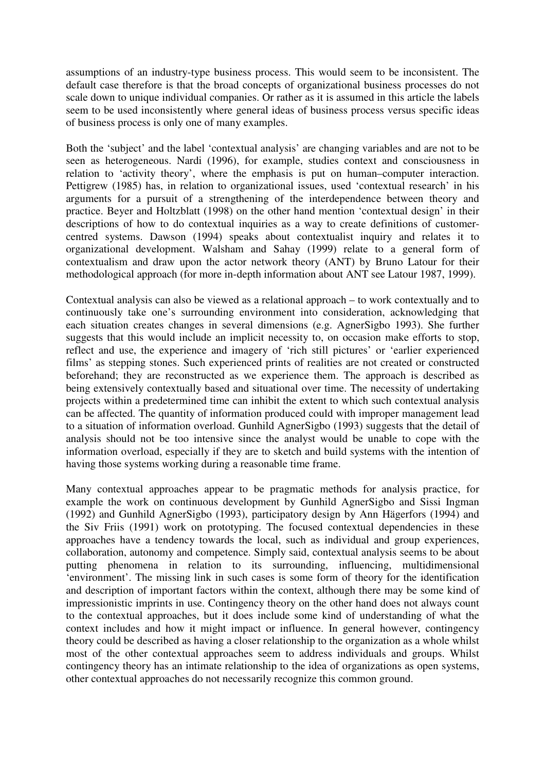assumptions of an industry-type business process. This would seem to be inconsistent. The default case therefore is that the broad concepts of organizational business processes do not scale down to unique individual companies. Or rather as it is assumed in this article the labels seem to be used inconsistently where general ideas of business process versus specific ideas of business process is only one of many examples.

Both the 'subject' and the label 'contextual analysis' are changing variables and are not to be seen as heterogeneous. Nardi (1996), for example, studies context and consciousness in relation to 'activity theory', where the emphasis is put on human–computer interaction. Pettigrew (1985) has, in relation to organizational issues, used 'contextual research' in his arguments for a pursuit of a strengthening of the interdependence between theory and practice. Beyer and Holtzblatt (1998) on the other hand mention 'contextual design' in their descriptions of how to do contextual inquiries as a way to create definitions of customer-centred systems. Dawson (1994) speaks about contextualist inquiry and relates it to organizational development. Walsham and Sahay (1999) relate to a general form of contextualism and draw upon the actor network theory (ANT) by Bruno Latour for their methodological approach (for more in-depth information about ANT see Latour 1987, 1999).

Contextual analysis can also be viewed as a relational approach – to work contextually and to continuously take one's surrounding environment into consideration, acknowledging that each situation creates changes in several dimensions (e.g. AgnerSigbo 1993). She further suggests that this would include an implicit necessity to, on occasion make efforts to stop, reflect and use, the experience and imagery of 'rich still pictures' or 'earlier experienced films' as stepping stones. Such experienced prints of realities are not created or constructed beforehand; they are reconstructed as we experience them. The approach is described as being extensively contextually based and situational over time. The necessity of undertaking projects within a predetermined time can inhibit the extent to which such contextual analysis can be affected. The quantity of information produced could with improper management lead to a situation of information overload. Gunhild AgnerSigbo (1993) suggests that the detail of analysis should not be too intensive since the analyst would be unable to cope with the information overload, especially if they are to sketch and build systems with the intention of having those systems working during a reasonable time frame.

Many contextual approaches appear to be pragmatic methods for analysis practice, for example the work on continuous development by Gunhild AgnerSigbo and Sissi Ingman (1992) and Gunhild AgnerSigbo (1993), participatory design by Ann Hägerfors (1994) and the Siv Friis (1991) work on prototyping. The focused contextual dependencies in these approaches have a tendency towards the local, such as individual and group experiences, collaboration, autonomy and competence. Simply said, contextual analysis seems to be about putting phenomena in relation to its surrounding, influencing, multidimensional 'environment'. The missing link in such cases is some form of theory for the identification and description of important factors within the context, although there may be some kind of impressionistic imprints in use. Contingency theory on the other hand does not always count to the contextual approaches, but it does include some kind of understanding of what the context includes and how it might impact or influence. In general however, contingency theory could be described as having a closer relationship to the organization as a whole whilst most of the other contextual approaches seem to address individuals and groups. Whilst contingency theory has an intimate relationship to the idea of organizations as open systems, other contextual approaches do not necessarily recognize this common ground.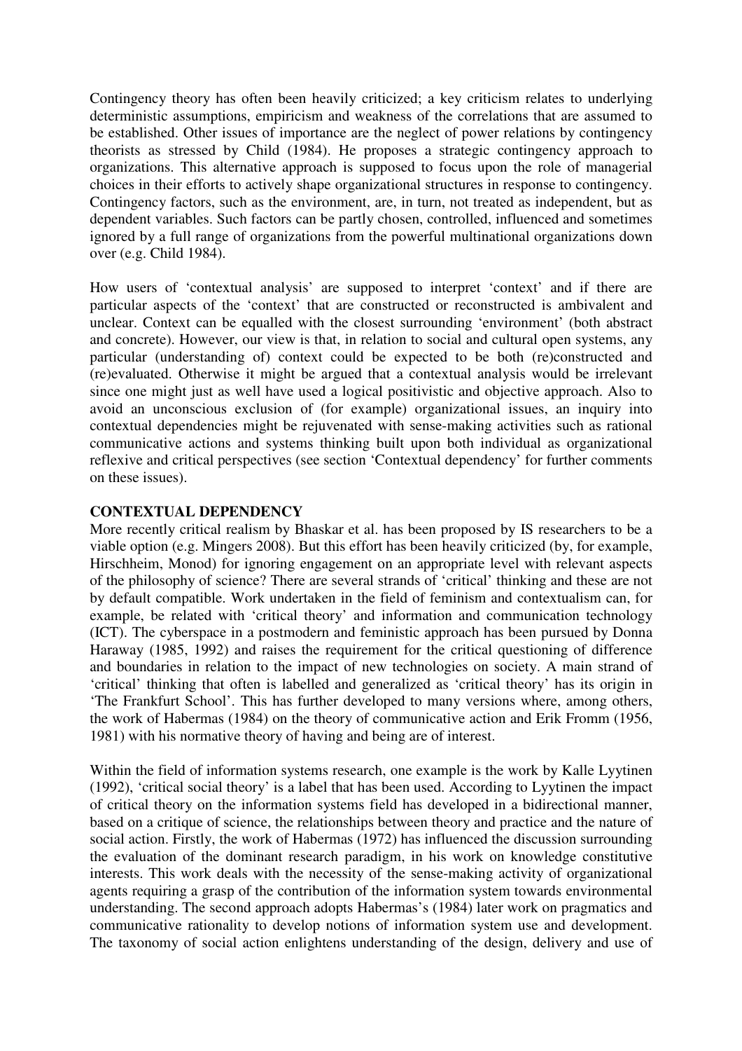Contingency theory has often been heavily criticized; a key criticism relates to underlying deterministic assumptions, empiricism and weakness of the correlations that are assumed to be established. Other issues of importance are the neglect of power relations by contingency theorists as stressed by Child (1984). He proposes a strategic contingency approach to organizations. This alternative approach is supposed to focus upon the role of managerial choices in their efforts to actively shape organizational structures in response to contingency. Contingency factors, such as the environment, are, in turn, not treated as independent, but as dependent variables. Such factors can be partly chosen, controlled, influenced and sometimes ignored by a full range of organizations from the powerful multinational organizations down over (e.g. Child 1984).

How users of 'contextual analysis' are supposed to interpret 'context' and if there are particular aspects of the 'context' that are constructed or reconstructed is ambivalent and unclear. Context can be equalled with the closest surrounding 'environment' (both abstract and concrete). However, our view is that, in relation to social and cultural open systems, any particular (understanding of) context could be expected to be both (re)constructed and (re)evaluated. Otherwise it might be argued that a contextual analysis would be irrelevant since one might just as well have used a logical positivistic and objective approach. Also to avoid an unconscious exclusion of (for example) organizational issues, an inquiry into contextual dependencies might be rejuvenated with sense-making activities such as rational communicative actions and systems thinking built upon both individual as organizational reflexive and critical perspectives (see section 'Contextual dependency' for further comments on these issues).

## CONTEXTUAL DEPENDENCY

More recently critical realism by Bhaskar et al. has been proposed by IS researchers to be a viable option (e.g. Mingers 2008). But this effort has been heavily criticized (by, for example, Hirschheim, Monod) for ignoring engagement on an appropriate level with relevant aspects of the philosophy of science? There are several strands of 'critical' thinking and these are not by default compatible. Work undertaken in the field of feminism and contextualism can, for example, be related with 'critical theory' and information and communication technology (ICT). The cyberspace in a postmodern and feministic approach has been pursued by Donna Haraway (1985, 1992) and raises the requirement for the critical questioning of difference and boundaries in relation to the impact of new technologies on society. A main strand of 'critical' thinking that often is labelled and generalized as 'critical theory' has its origin in 'The Frankfurt School'. This has further developed to many versions where, among others, the work of Habermas (1984) on the theory of communicative action and Erik Fromm (1956, 1981) with his normative theory of having and being are of interest.

Within the field of information systems research, one example is the work by Kalle Lyytinen (1992), 'critical social theory' is a label that has been used. According to Lyytinen the impact of critical theory on the information systems field has developed in a bidirectional manner, based on a critique of science, the relationships between theory and practice and the nature of social action. Firstly, the work of Habermas (1972) has influenced the discussion surrounding the evaluation of the dominant research paradigm, in his work on knowledge constitutive interests. This work deals with the necessity of the sense-making activity of organizational agents requiring a grasp of the contribution of the information system towards environmental understanding. The second approach adopts Habermas's (1984) later work on pragmatics and communicative rationality to develop notions of information system use and development. The taxonomy of social action enlightens understanding of the design, delivery and use of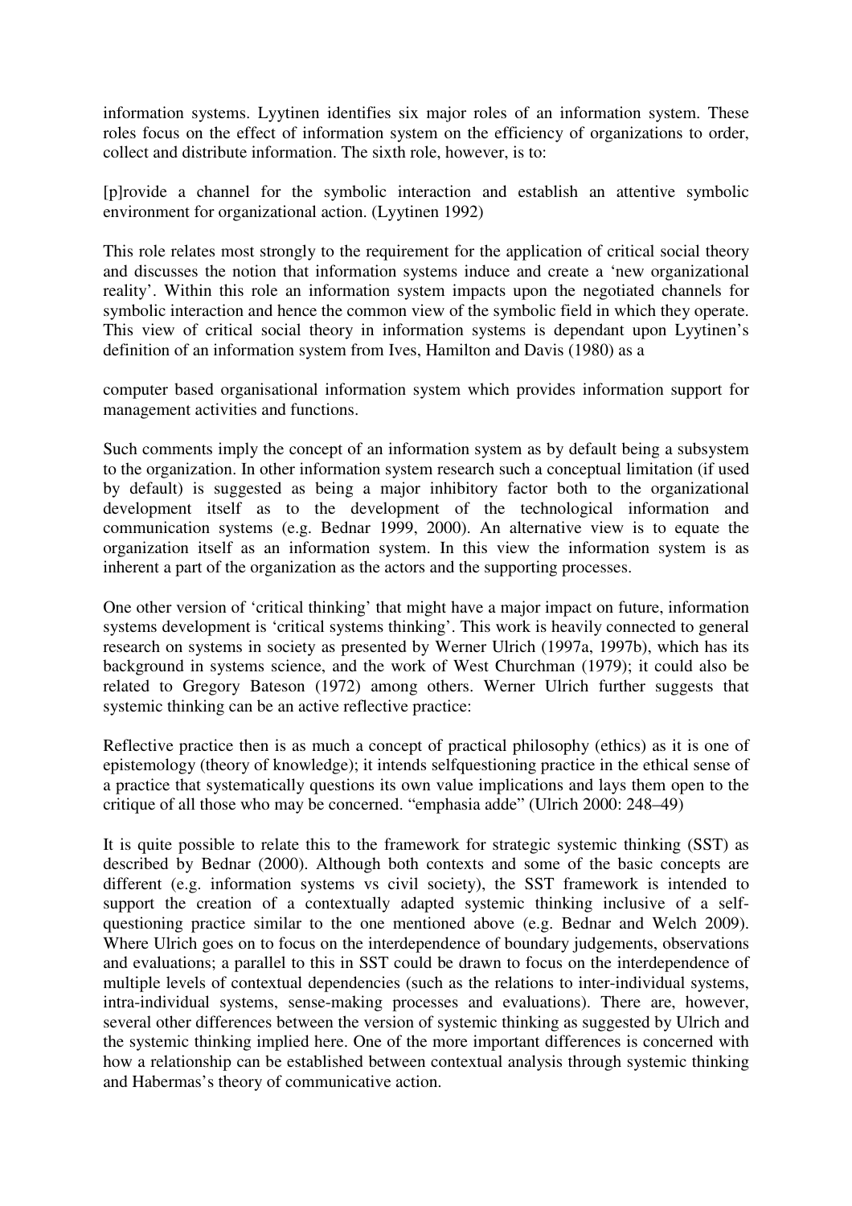information systems. Lyytinen identifies six major roles of an information system. These roles focus on the effect of information system on the efficiency of organizations to order, collect and distribute information. The sixth role, however, is to:

[p]rovide a channel for the symbolic interaction and establish an attentive symbolic environment for organizational action. (Lyytinen 1992)

This role relates most strongly to the requirement for the application of critical social theory and discusses the notion that information systems induce and create a 'new organizational reality'. Within this role an information system impacts upon the negotiated channels for symbolic interaction and hence the common view of the symbolic field in which they operate. This view of critical social theory in information systems is dependant upon Lyytinen's definition of an information system from Ives, Hamilton and Davis (1980) as a

computer based organisational information system which provides information support for management activities and functions.

Such comments imply the concept of an information system as by default being a subsystem to the organization. In other information system research such a conceptual limitation (if used by default) is suggested as being a major inhibitory factor both to the organizational development itself as to the development of the technological information and communication systems (e.g. Bednar 1999, 2000). An alternative view is to equate the organization itself as an information system. In this view the information system is as inherent a part of the organization as the actors and the supporting processes.

One other version of 'critical thinking' that might have a major impact on future, information systems development is 'critical systems thinking'. This work is heavily connected to general research on systems in society as presented by Werner Ulrich (1997a, 1997b), which has its background in systems science, and the work of West Churchman (1979); it could also be related to Gregory Bateson (1972) among others. Werner Ulrich further suggests that systemic thinking can be an active reflective practice:

Reflective practice then is as much a concept of practical philosophy (ethics) as it is one of epistemology (theory of knowledge); it intends selfquestioning practice in the ethical sense of a practice that systematically questions its own value implications and lays them open to the critique of all those who may be concerned. "emphasia adde" (Ulrich 2000: 248–49)

It is quite possible to relate this to the framework for strategic systemic thinking (SST) as described by Bednar (2000). Although both contexts and some of the basic concepts are different (e.g. information systems vs civil society), the SST framework is intended to support the creation of a contextually adapted systemic thinking inclusive of a self-questioning practice similar to the one mentioned above (e.g. Bednar and Welch 2009). Where Ulrich goes on to focus on the interdependence of boundary judgements, observations and evaluations; a parallel to this in SST could be drawn to focus on the interdependence of multiple levels of contextual dependencies (such as the relations to inter-individual systems, intra-individual systems, sense-making processes and evaluations). There are, however, several other differences between the version of systemic thinking as suggested by Ulrich and the systemic thinking implied here. One of the more important differences is concerned with how a relationship can be established between contextual analysis through systemic thinking and Habermas's theory of communicative action.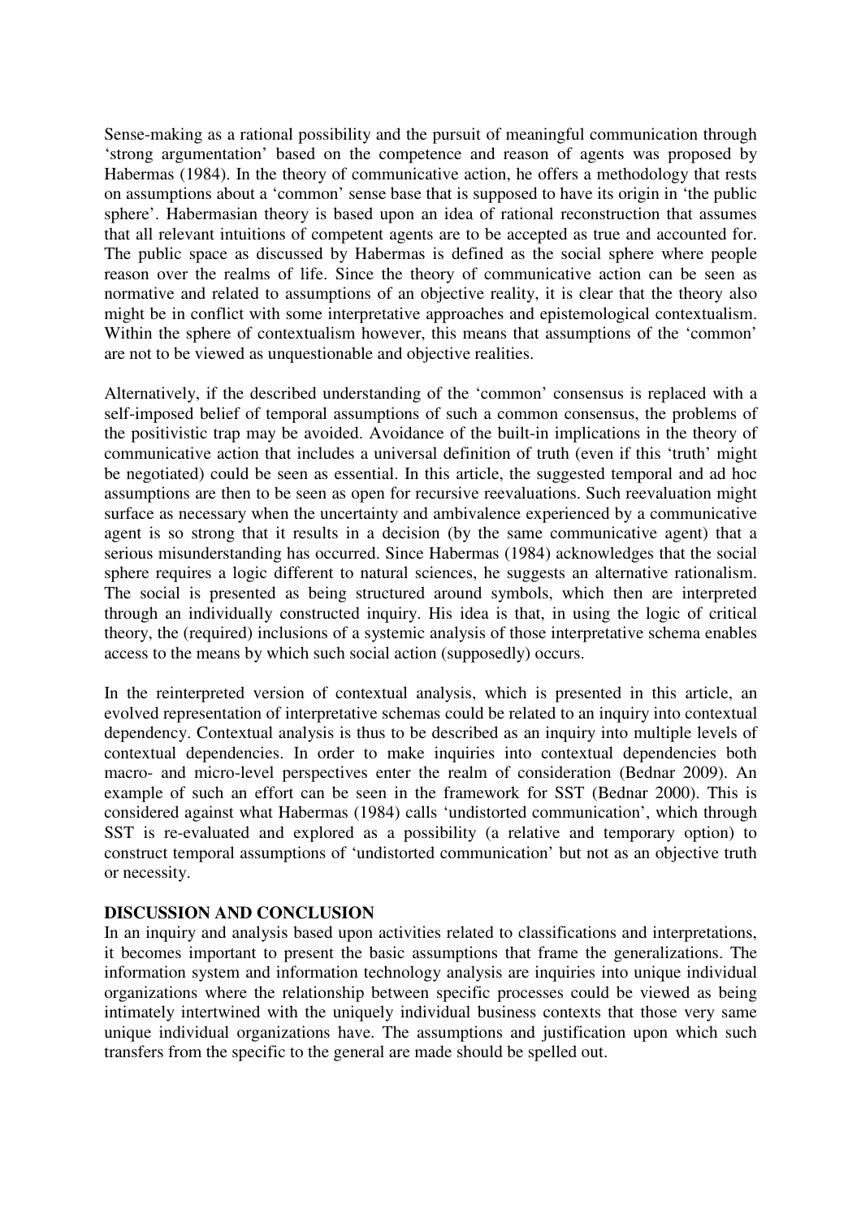Sense-making as a rational possibility and the pursuit of meaningful communication through 'strong argumentation' based on the competence and reason of agents was proposed by Habermas (1984). In the theory of communicative action, he offers a methodology that rests on assumptions about a 'common' sense base that is supposed to have its origin in 'the public sphere'. Habermasian theory is based upon an idea of rational reconstruction that assumes that all relevant intuitions of competent agents are to be accepted as true and accounted for. The public space as discussed by Habermas is defined as the social sphere where people reason over the realms of life. Since the theory of communicative action can be seen as normative and related to assumptions of an objective reality, it is clear that the theory also might be in conflict with some interpretative approaches and epistemological contextualism. Within the sphere of contextualism however, this means that assumptions of the 'common' are not to be viewed as unquestionable and objective realities.

Alternatively, if the described understanding of the 'common' consensus is replaced with a self-imposed belief of temporal assumptions of such a common consensus, the problems of the positivistic trap may be avoided. Avoidance of the built-in implications in the theory of communicative action that includes a universal definition of truth (even if this 'truth' might be negotiated) could be seen as essential. In this article, the suggested temporal and ad hoc assumptions are then to be seen as open for recursive reevaluations. Such reevaluation might surface as necessary when the uncertainty and ambivalence experienced by a communicative agent is so strong that it results in a decision (by the same communicative agent) that a serious misunderstanding has occurred. Since Habermas (1984) acknowledges that the social sphere requires a logic different to natural sciences, he suggests an alternative rationalism. The social is presented as being structured around symbols, which then are interpreted through an individually constructed inquiry. His idea is that, in using the logic of critical theory, the (required) inclusions of a systemic analysis of those interpretative schema enables access to the means by which such social action (supposedly) occurs.

In the reinterpreted version of contextual analysis, which is presented in this article, an evolved representation of interpretative schemas could be related to an inquiry into contextual dependency. Contextual analysis is thus to be described as an inquiry into multiple levels of contextual dependencies. In order to make inquiries into contextual dependencies both macro- and micro-level perspectives enter the realm of consideration (Bednar 2009). An example of such an effort can be seen in the framework for SST (Bednar 2000). This is considered against what Habermas (1984) calls 'undistorted communication', which through SST is re-evaluated and explored as a possibility (a relative and temporary option) to construct temporal assumptions of 'undistorted communication' but not as an objective truth or necessity.

## DISCUSSION AND CONCLUSION

In an inquiry and analysis based upon activities related to classifications and interpretations, it becomes important to present the basic assumptions that frame the generalizations. The information system and information technology analysis are inquiries into unique individual organizations where the relationship between specific processes could be viewed as being intimately intertwined with the uniquely individual business contexts that those very same unique individual organizations have. The assumptions and justification upon which such transfers from the specific to the general are made should be spelled out.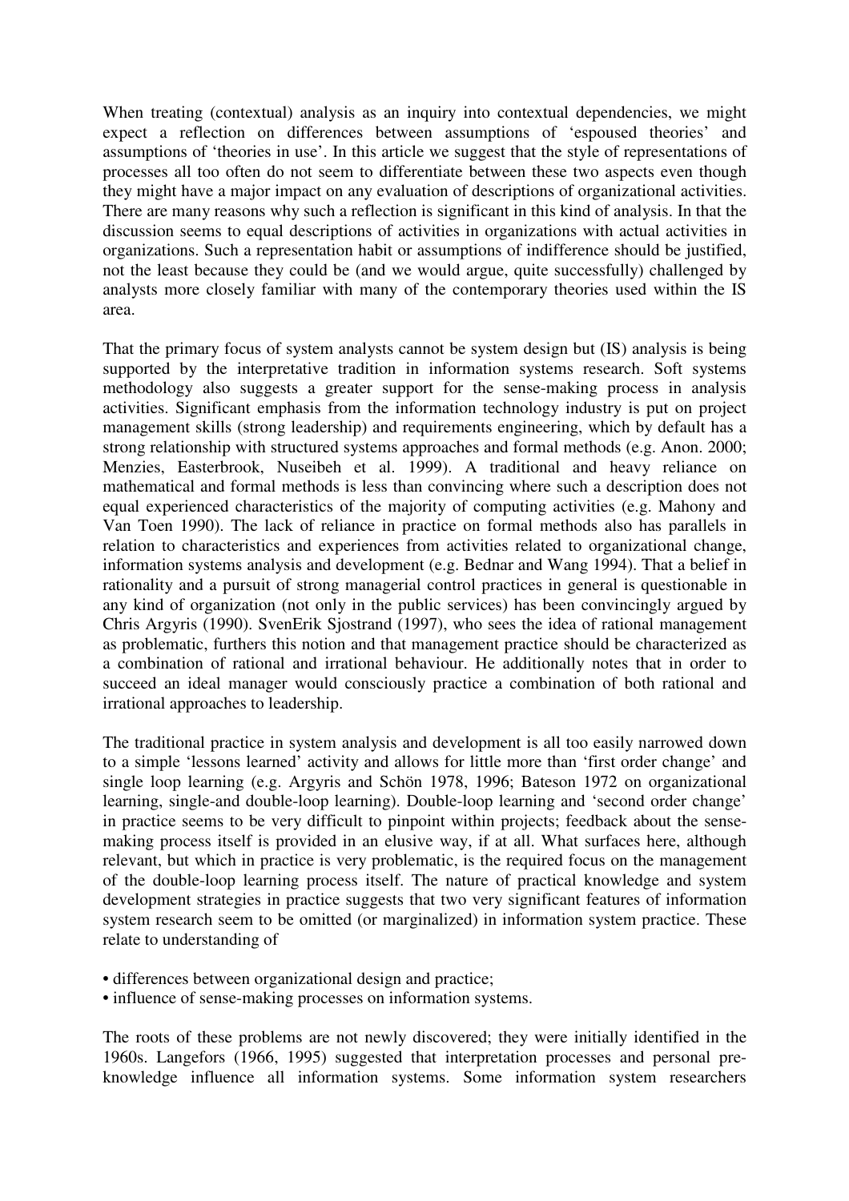When treating (contextual) analysis as an inquiry into contextual dependencies, we might expect a reflection on differences between assumptions of 'espoused theories' and assumptions of 'theories in use'. In this article we suggest that the style of representations of processes all too often do not seem to differentiate between these two aspects even though they might have a major impact on any evaluation of descriptions of organizational activities. There are many reasons why such a reflection is significant in this kind of analysis. In that the discussion seems to equal descriptions of activities in organizations with actual activities in organizations. Such a representation habit or assumptions of indifference should be justified, not the least because they could be (and we would argue, quite successfully) challenged by analysts more closely familiar with many of the contemporary theories used within the IS area.

That the primary focus of system analysts cannot be system design but (IS) analysis is being supported by the interpretative tradition in information systems research. Soft systems methodology also suggests a greater support for the sense-making process in analysis activities. Significant emphasis from the information technology industry is put on project management skills (strong leadership) and requirements engineering, which by default has a strong relationship with structured systems approaches and formal methods (e.g. Anon. 2000; Menzies, Easterbrook, Nuseibeh et al. 1999). A traditional and heavy reliance on mathematical and formal methods is less than convincing where such a description does not equal experienced characteristics of the majority of computing activities (e.g. Mahony and Van Toen 1990). The lack of reliance in practice on formal methods also has parallels in relation to characteristics and experiences from activities related to organizational change, information systems analysis and development (e.g. Bednar and Wang 1994). That a belief in rationality and a pursuit of strong managerial control practices in general is questionable in any kind of organization (not only in the public services) has been convincingly argued by Chris Argyris (1990). SvenErik Sjostrand (1997), who sees the idea of rational management as problematic, furthers this notion and that management practice should be characterized as a combination of rational and irrational behaviour. He additionally notes that in order to succeed an ideal manager would consciously practice a combination of both rational and irrational approaches to leadership.

The traditional practice in system analysis and development is all too easily narrowed down to a simple 'lessons learned' activity and allows for little more than 'first order change' and single loop learning (e.g. Argyris and Schön 1978, 1996; Bateson 1972 on organizational learning, single-and double-loop learning). Double-loop learning and 'second order change' in practice seems to be very difficult to pinpoint within projects; feedback about the sense-making process itself is provided in an elusive way, if at all. What surfaces here, although relevant, but which in practice is very problematic, is the required focus on the management of the double-loop learning process itself. The nature of practical knowledge and system development strategies in practice suggests that two very significant features of information system research seem to be omitted (or marginalized) in information system practice. These relate to understanding of

- differences between organizational design and practice;
- influence of sense-making processes on information systems.

The roots of these problems are not newly discovered; they were initially identified in the 1960s. Langefors (1966, 1995) suggested that interpretation processes and personal pre-knowledge influence all information systems. Some information system researchers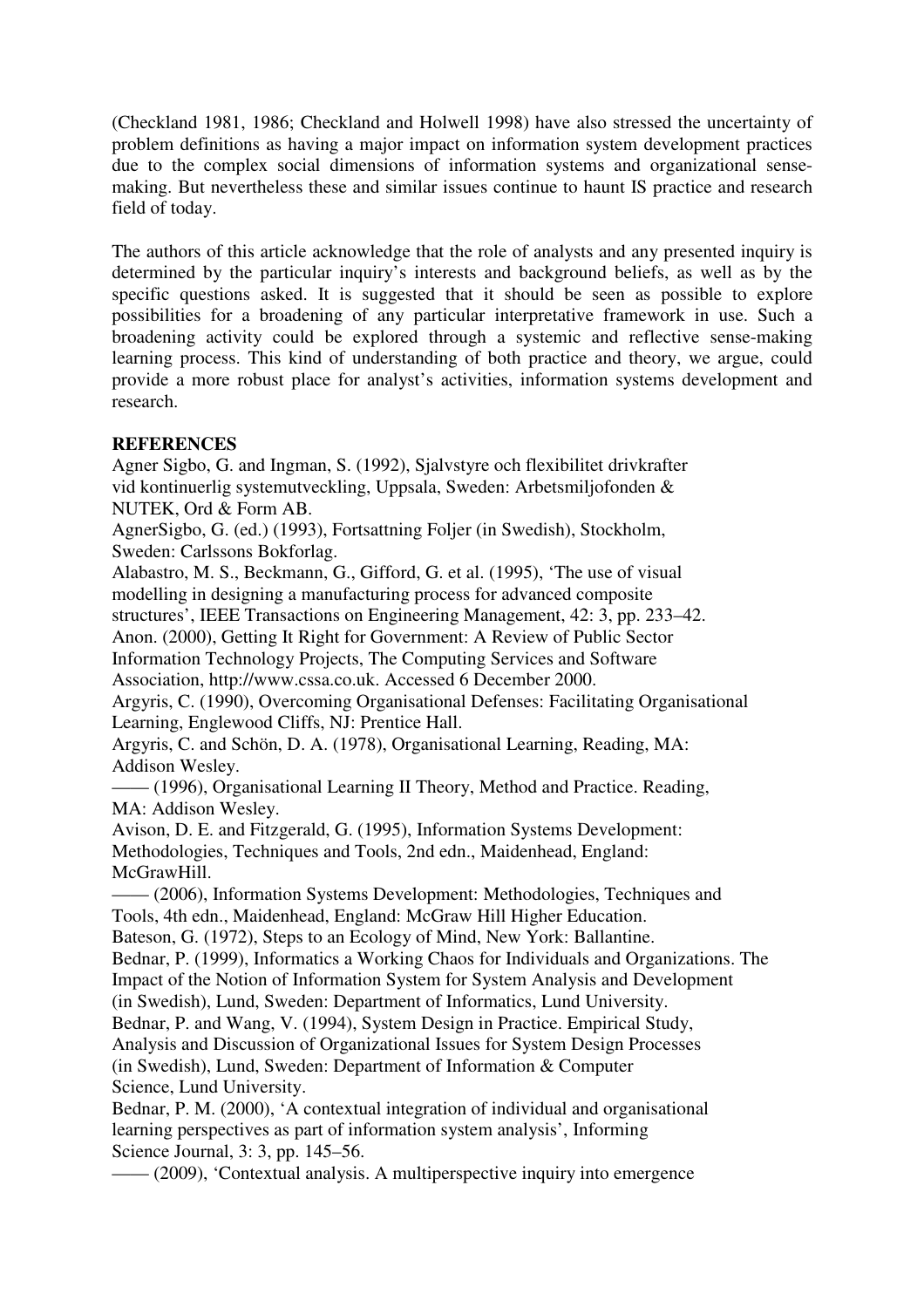(Checkland 1981, 1986; Checkland and Holwell 1998) have also stressed the uncertainty of problem definitions as having a major impact on information system development practices due to the complex social dimensions of information systems and organizational sense-making. But nevertheless these and similar issues continue to haunt IS practice and research field of today.

The authors of this article acknowledge that the role of analysts and any presented inquiry is determined by the particular inquiry's interests and background beliefs, as well as by the specific questions asked. It is suggested that it should be seen as possible to explore possibilities for a broadening of any particular interpretative framework in use. Such a broadening activity could be explored through a systemic and reflective sense-making learning process. This kind of understanding of both practice and theory, we argue, could provide a more robust place for analyst's activities, information systems development and research.

**REFERENCES**

Agner Sigbo, G. and Ingman, S. (1992), Sjalvstyre och flexibilitet drivkrafter vid kontinuerlig systemutveckling, Uppsala, Sweden: Arbetsmiljofonden & NUTEK, Ord & Form AB.

AgnerSigbo, G. (ed.) (1993), Fortsattning Foljer (in Swedish), Stockholm, Sweden: Carlssons Bokforlag.

Alabastro, M. S., Beckmann, G., Gifford, G. et al. (1995), 'The use of visual modelling in designing a manufacturing process for advanced composite structures', IEEE Transactions on Engineering Management, 42: 3, pp. 233–42.

Anon. (2000), Getting It Right for Government: A Review of Public Sector Information Technology Projects, The Computing Services and Software Association, http://www.cssa.co.uk. Accessed 6 December 2000.

Argyris, C. (1990), Overcoming Organisational Defenses: Facilitating Organisational Learning, Englewood Cliffs, NJ: Prentice Hall.

Argyris, C. and Schön, D. A. (1978), Organisational Learning, Reading, MA: Addison Wesley.

—— (1996), Organisational Learning II Theory, Method and Practice. Reading, MA: Addison Wesley.

Avison, D. E. and Fitzgerald, G. (1995), Information Systems Development: Methodologies, Techniques and Tools, 2nd edn., Maidenhead, England: McGrawHill.

—— (2006), Information Systems Development: Methodologies, Techniques and Tools, 4th edn., Maidenhead, England: McGraw Hill Higher Education.

Bateson, G. (1972), Steps to an Ecology of Mind, New York: Ballantine.

Bednar, P. (1999), Informatics a Working Chaos for Individuals and Organizations. The Impact of the Notion of Information System for System Analysis and Development (in Swedish), Lund, Sweden: Department of Informatics, Lund University.

Bednar, P. and Wang, V. (1994), System Design in Practice. Empirical Study, Analysis and Discussion of Organizational Issues for System Design Processes (in Swedish), Lund, Sweden: Department of Information & Computer Science, Lund University.

Bednar, P. M. (2000), 'A contextual integration of individual and organisational learning perspectives as part of information system analysis', Informing Science Journal, 3: 3, pp. 145–56.

—— (2009), 'Contextual analysis. A multiperspective inquiry into emergence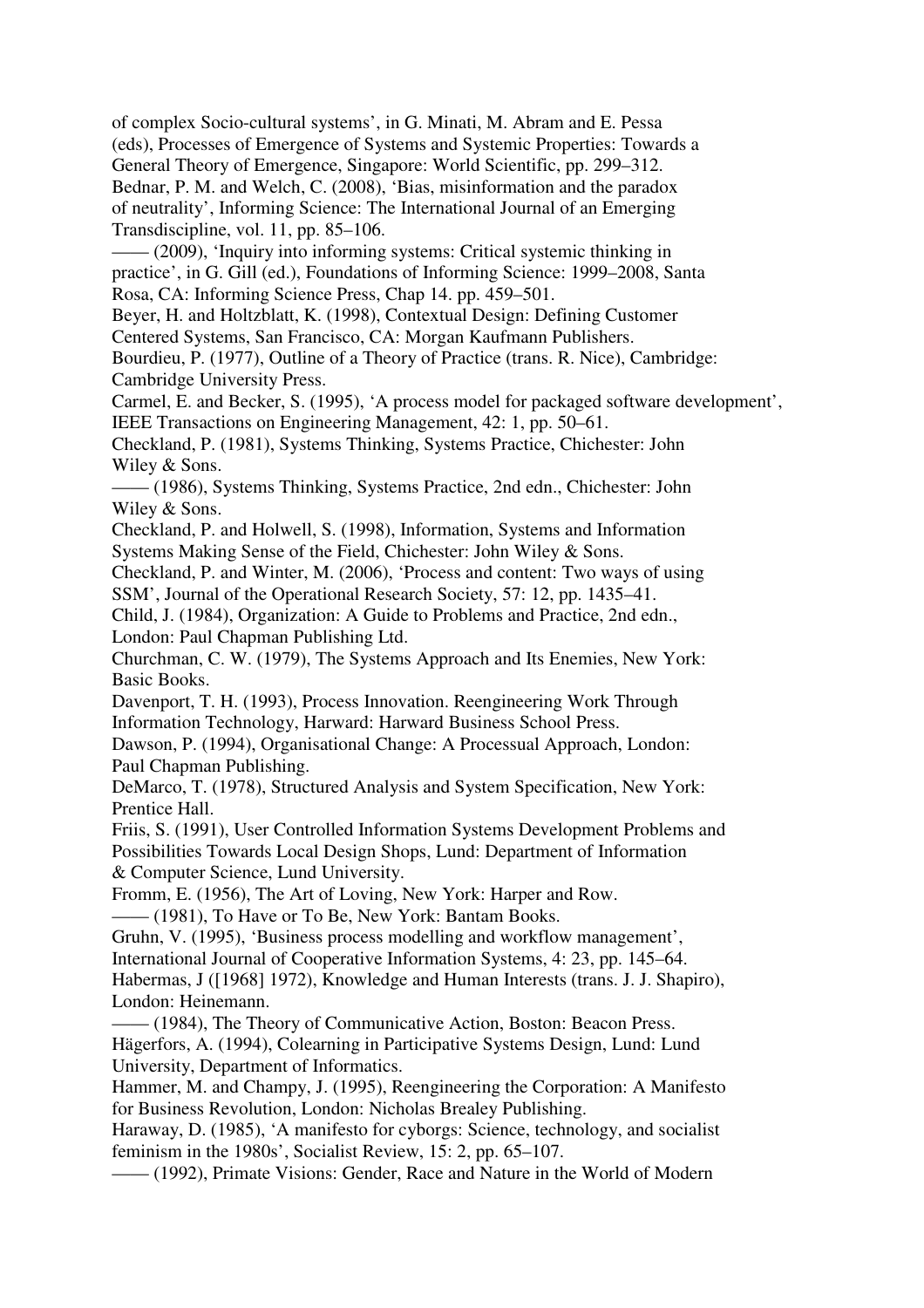of complex Socio-cultural systems', in G. Minati, M. Abram and E. Pessa (eds), Processes of Emergence of Systems and Systemic Properties: Towards a General Theory of Emergence, Singapore: World Scientific, pp. 299–312.

Bednar, P. M. and Welch, C. (2008), 'Bias, misinformation and the paradox of neutrality', Informing Science: The International Journal of an Emerging Transdiscipline, vol. 11, pp. 85–106.

—— (2009), 'Inquiry into informing systems: Critical systemic thinking in practice', in G. Gill (ed.), Foundations of Informing Science: 1999–2008, Santa Rosa, CA: Informing Science Press, Chap 14. pp. 459–501.

Beyer, H. and Holtzblatt, K. (1998), Contextual Design: Defining Customer Centered Systems, San Francisco, CA: Morgan Kaufmann Publishers.

Bourdieu, P. (1977), Outline of a Theory of Practice (trans. R. Nice), Cambridge: Cambridge University Press.

Carmel, E. and Becker, S. (1995), 'A process model for packaged software development', IEEE Transactions on Engineering Management, 42: 1, pp. 50–61.

Checkland, P. (1981), Systems Thinking, Systems Practice, Chichester: John Wiley & Sons.

—— (1986), Systems Thinking, Systems Practice, 2nd edn., Chichester: John Wiley & Sons.

Checkland, P. and Holwell, S. (1998), Information, Systems and Information Systems Making Sense of the Field, Chichester: John Wiley & Sons.

Checkland, P. and Winter, M. (2006), 'Process and content: Two ways of using SSM', Journal of the Operational Research Society, 57: 12, pp. 1435–41.

Child, J. (1984), Organization: A Guide to Problems and Practice, 2nd edn., London: Paul Chapman Publishing Ltd.

Churchman, C. W. (1979), The Systems Approach and Its Enemies, New York: Basic Books.

Davenport, T. H. (1993), Process Innovation. Reengineering Work Through Information Technology, Harward: Harward Business School Press.

Dawson, P. (1994), Organisational Change: A Processual Approach, London: Paul Chapman Publishing.

DeMarco, T. (1978), Structured Analysis and System Specification, New York: Prentice Hall.

Friis, S. (1991), User Controlled Information Systems Development Problems and Possibilities Towards Local Design Shops, Lund: Department of Information & Computer Science, Lund University.

Fromm, E. (1956), The Art of Loving, New York: Harper and Row.

—— (1981), To Have or To Be, New York: Bantam Books.

Gruhn, V. (1995), 'Business process modelling and workflow management', International Journal of Cooperative Information Systems, 4: 23, pp. 145–64.

Habermas, J ([1968] 1972), Knowledge and Human Interests (trans. J. J. Shapiro), London: Heinemann.

—— (1984), The Theory of Communicative Action, Boston: Beacon Press.

Hägerfors, A. (1994), Colearning in Participative Systems Design, Lund: Lund University, Department of Informatics.

Hammer, M. and Champy, J. (1995), Reengineering the Corporation: A Manifesto for Business Revolution, London: Nicholas Brealey Publishing.

Haraway, D. (1985), 'A manifesto for cyborgs: Science, technology, and socialist feminism in the 1980s', Socialist Review, 15: 2, pp. 65–107.

—— (1992), Primate Visions: Gender, Race and Nature in the World of Modern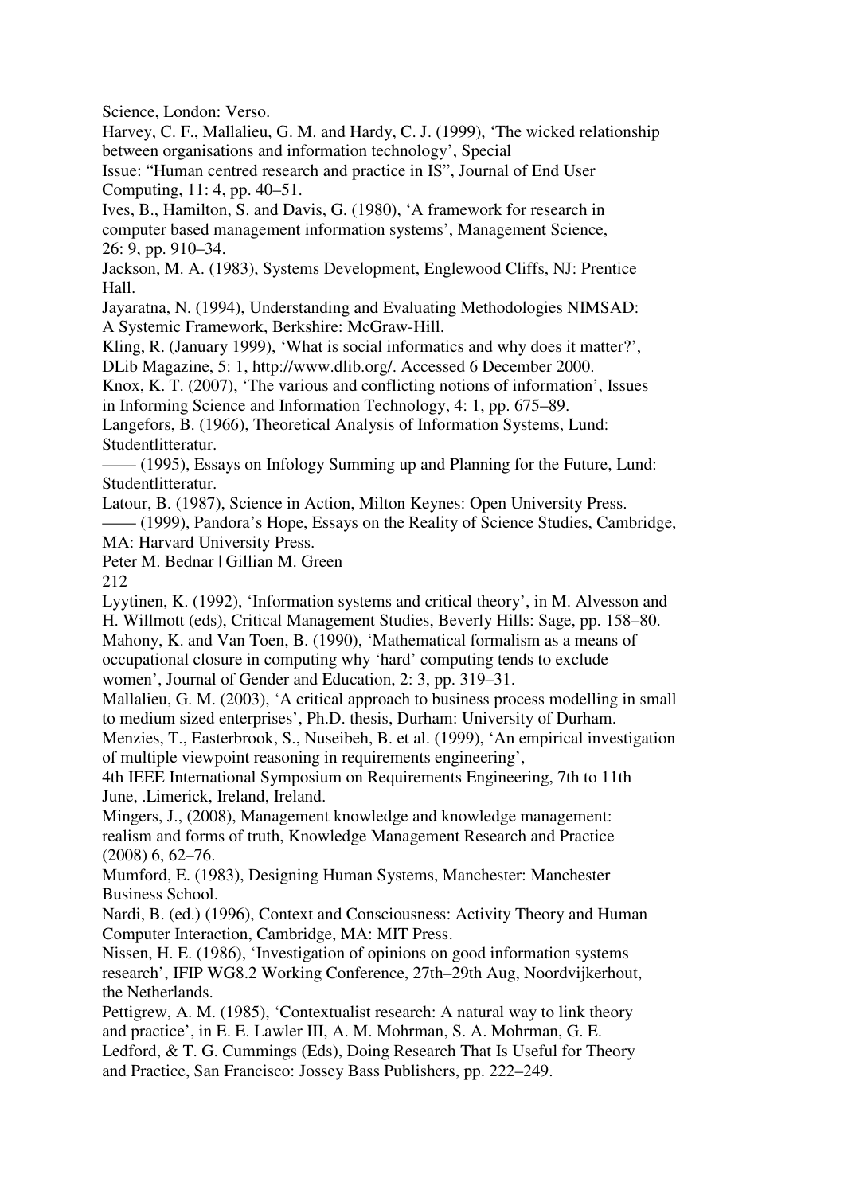Science, London: Verso.

Harvey, C. F., Mallalieu, G. M. and Hardy, C. J. (1999), 'The wicked relationship between organisations and information technology', Special Issue: "Human centred research and practice in IS", Journal of End User Computing, 11: 4, pp. 40–51.

Ives, B., Hamilton, S. and Davis, G. (1980), 'A framework for research in computer based management information systems', Management Science, 26: 9, pp. 910–34.

Jackson, M. A. (1983), Systems Development, Englewood Cliffs, NJ: Prentice Hall.

Jayaratna, N. (1994), Understanding and Evaluating Methodologies NIMSAD: A Systemic Framework, Berkshire: McGraw-Hill.

Kling, R. (January 1999), 'What is social informatics and why does it matter?', DLib Magazine, 5: 1, http://www.dlib.org/. Accessed 6 December 2000.

Knox, K. T. (2007), 'The various and conflicting notions of information', Issues in Informing Science and Information Technology, 4: 1, pp. 675–89.

Langefors, B. (1966), Theoretical Analysis of Information Systems, Lund: Studentlitteratur.

—— (1995), Essays on Infology Summing up and Planning for the Future, Lund: Studentlitteratur.

Latour, B. (1987), Science in Action, Milton Keynes: Open University Press.

—— (1999), Pandora's Hope, Essays on the Reality of Science Studies, Cambridge, MA: Harvard University Press.

Lyytinen, K. (1992), 'Information systems and critical theory', in M. Alvesson and H. Willmott (eds), Critical Management Studies, Beverly Hills: Sage, pp. 158–80.

Mahony, K. and Van Toen, B. (1990), 'Mathematical formalism as a means of occupational closure in computing why 'hard' computing tends to exclude women', Journal of Gender and Education, 2: 3, pp. 319–31.

Mallalieu, G. M. (2003), 'A critical approach to business process modelling in small to medium sized enterprises', Ph.D. thesis, Durham: University of Durham.

Menzies, T., Easterbrook, S., Nuseibeh, B. et al. (1999), 'An empirical investigation of multiple viewpoint reasoning in requirements engineering', 4th IEEE International Symposium on Requirements Engineering, 7th to 11th June, .Limerick, Ireland, Ireland.

Mingers, J., (2008), Management knowledge and knowledge management: realism and forms of truth, Knowledge Management Research and Practice (2008) 6, 62–76.

Mumford, E. (1983), Designing Human Systems, Manchester: Manchester Business School.

Nardi, B. (ed.) (1996), Context and Consciousness: Activity Theory and Human Computer Interaction, Cambridge, MA: MIT Press.

Nissen, H. E. (1986), 'Investigation of opinions on good information systems research', IFIP WG8.2 Working Conference, 27th–29th Aug, Noordvijkerhout, the Netherlands.

Pettigrew, A. M. (1985), 'Contextualist research: A natural way to link theory and practice', in E. E. Lawler III, A. M. Mohrman, S. A. Mohrman, G. E. Ledford, & T. G. Cummings (Eds), Doing Research That Is Useful for Theory and Practice, San Francisco: Jossey Bass Publishers, pp. 222–249.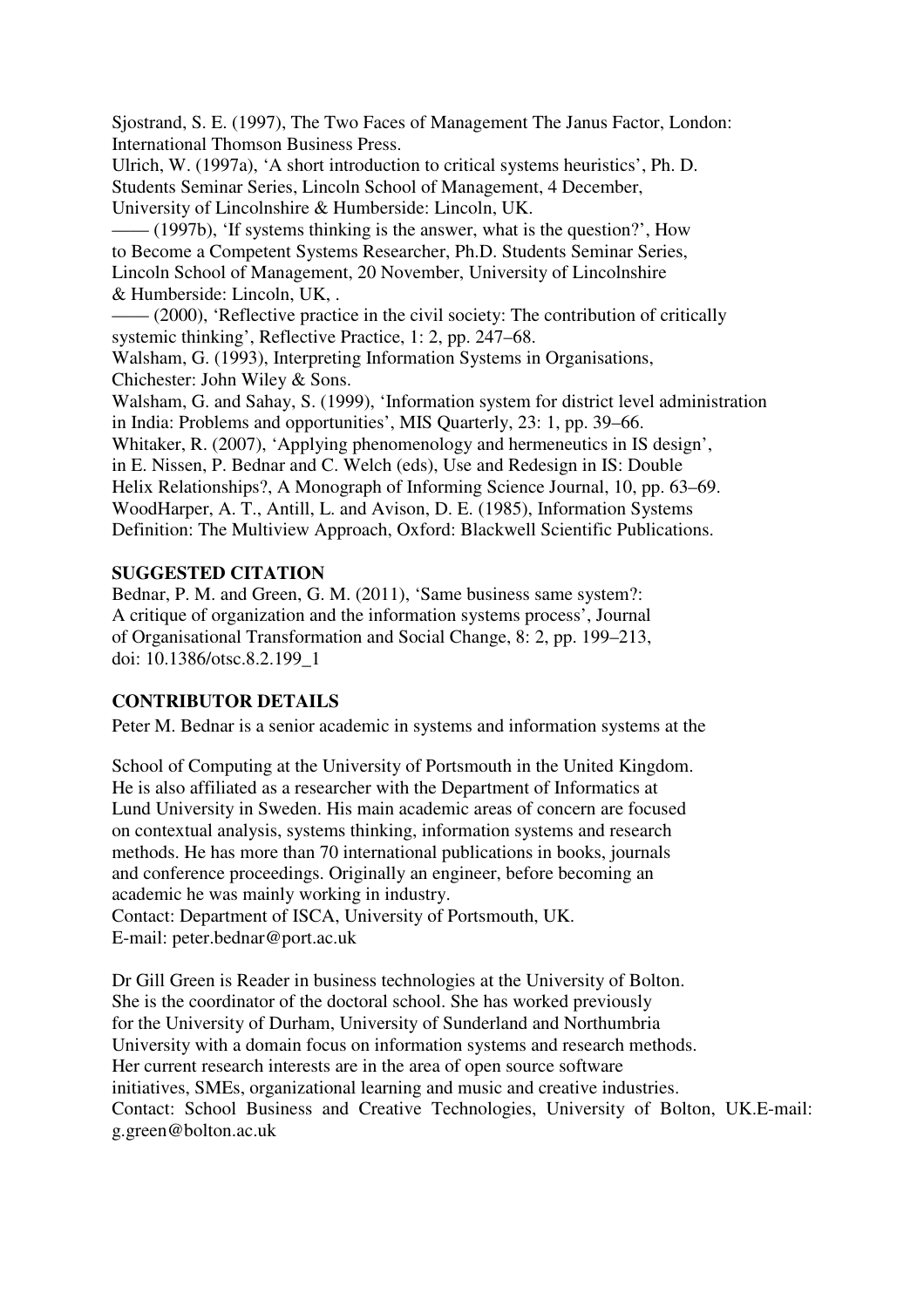Sjostrand, S. E. (1997), The Two Faces of Management The Janus Factor, London: International Thomson Business Press.

Ulrich, W. (1997a), 'A short introduction to critical systems heuristics', Ph. D. Students Seminar Series, Lincoln School of Management, 4 December, University of Lincolnshire & Humberside: Lincoln, UK.

—— (1997b), 'If systems thinking is the answer, what is the question?', How to Become a Competent Systems Researcher, Ph.D. Students Seminar Series, Lincoln School of Management, 20 November, University of Lincolnshire & Humberside: Lincoln, UK, .

—— (2000), 'Reflective practice in the civil society: The contribution of critically systemic thinking', Reflective Practice, 1: 2, pp. 247–68.

Walsham, G. (1993), Interpreting Information Systems in Organisations, Chichester: John Wiley & Sons.

Walsham, G. and Sahay, S. (1999), 'Information system for district level administration in India: Problems and opportunities', MIS Quarterly, 23: 1, pp. 39–66.

Whitaker, R. (2007), 'Applying phenomenology and hermeneutics in IS design', in E. Nissen, P. Bednar and C. Welch (eds), Use and Redesign in IS: Double Helix Relationships?, A Monograph of Informing Science Journal, 10, pp. 63–69.

WoodHarper, A. T., Antill, L. and Avison, D. E. (1985), Information Systems Definition: The Multiview Approach, Oxford: Blackwell Scientific Publications.

**SUGGESTED CITATION**

Bednar, P. M. and Green, G. M. (2011), 'Same business same system?: A critique of organization and the information systems process', Journal of Organisational Transformation and Social Change, 8: 2, pp. 199–213, doi: 10.1386/otsc.8.2.199_1

**CONTRIBUTOR DETAILS**

Peter M. Bednar is a senior academic in systems and information systems at the

School of Computing at the University of Portsmouth in the United Kingdom. He is also affiliated as a researcher with the Department of Informatics at Lund University in Sweden. His main academic areas of concern are focused on contextual analysis, systems thinking, information systems and research methods. He has more than 70 international publications in books, journals and conference proceedings. Originally an engineer, before becoming an academic he was mainly working in industry.
Contact: Department of ISCA, University of Portsmouth, UK.
E-mail: peter.bednar@port.ac.uk

Dr Gill Green is Reader in business technologies at the University of Bolton. She is the coordinator of the doctoral school. She has worked previously for the University of Durham, University of Sunderland and Northumbria University with a domain focus on information systems and research methods. Her current research interests are in the area of open source software initiatives, SMEs, organizational learning and music and creative industries.
Contact: School Business and Creative Technologies, University of Bolton, UK.E-mail: g.green@bolton.ac.uk